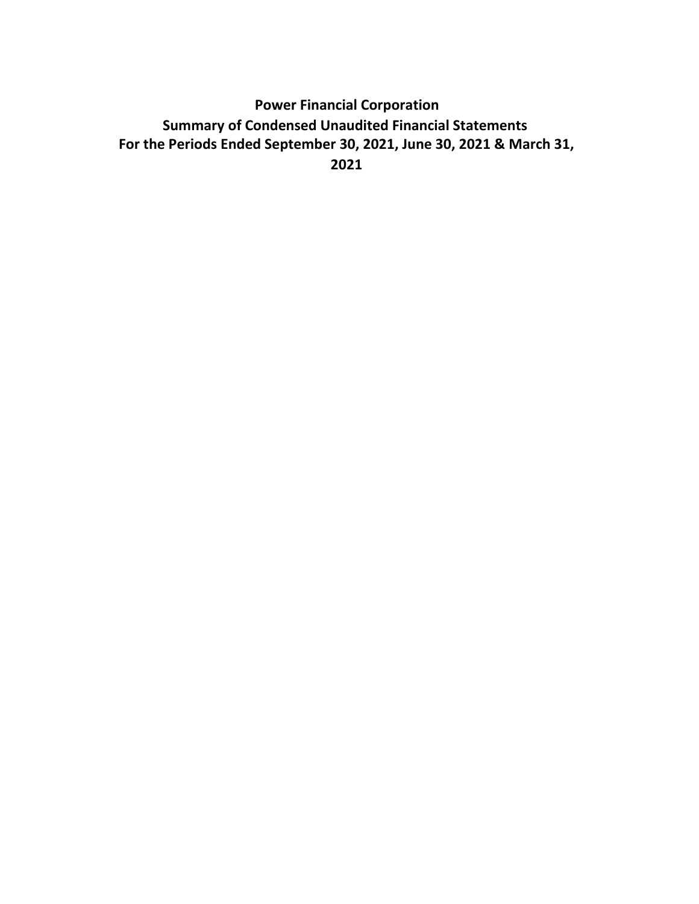# Power Financial Corporation

## Summary of Condensed Unaudited Financial Statements

## For the Periods Ended September 30, 2021, June 30, 2021 & March 31, 2021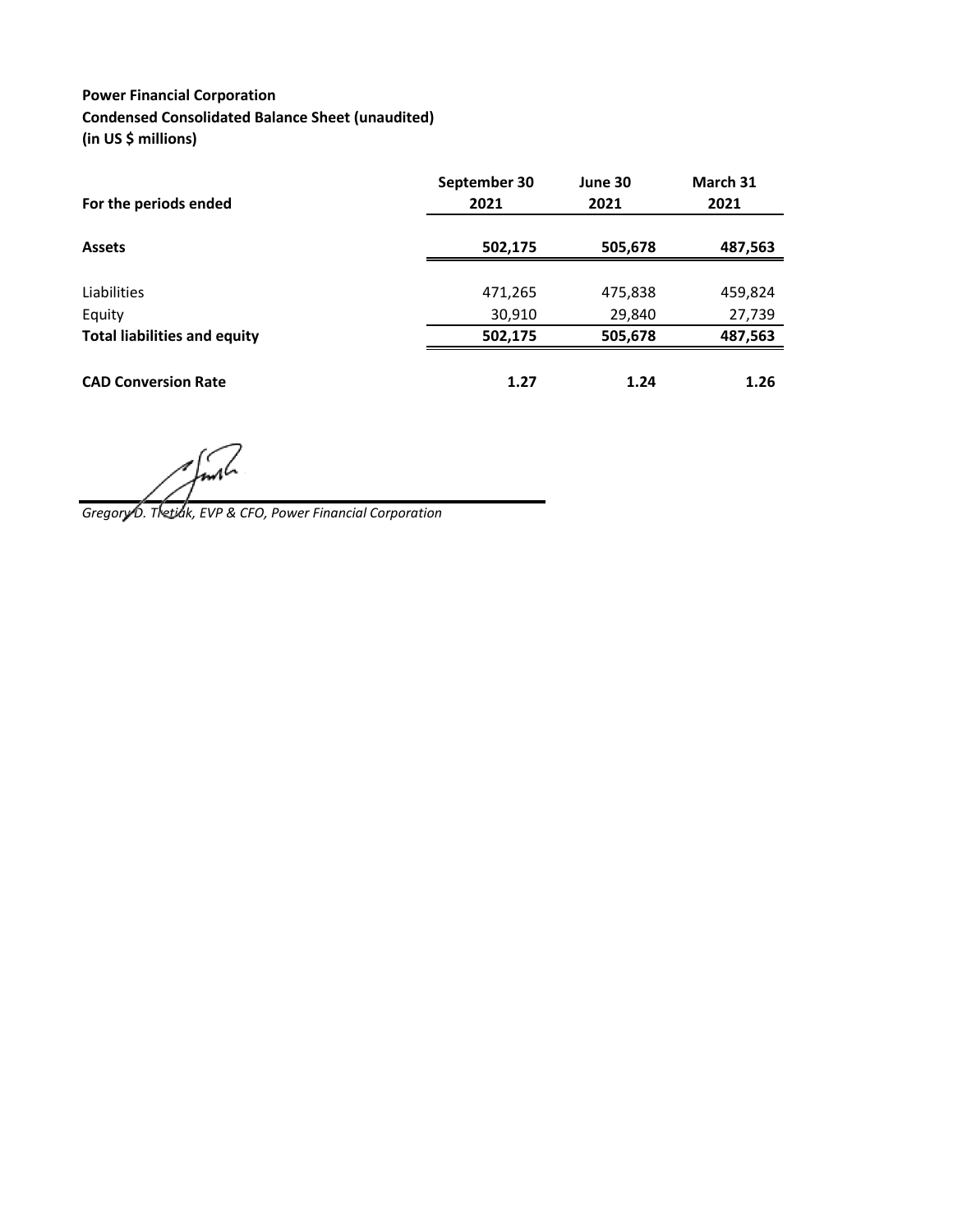**Power Financial Corporation**
**Condensed Consolidated Balance Sheet (unaudited)**
**(in US $ millions)**

| For the periods ended | September 30 2021 | June 30 2021 | March 31 2021 |
|---|---|---|---|
| **Assets** | **502,175** | **505,678** | **487,563** |
| Liabilities | 471,265 | 475,838 | 459,824 |
| Equity | 30,910 | 29,840 | 27,739 |
| **Total liabilities and equity** | **502,175** | **505,678** | **487,563** |
| **CAD Conversion Rate** | **1.27** | **1.24** | **1.26** |

*Gregory D. Tretiak, EVP & CFO, Power Financial Corporation*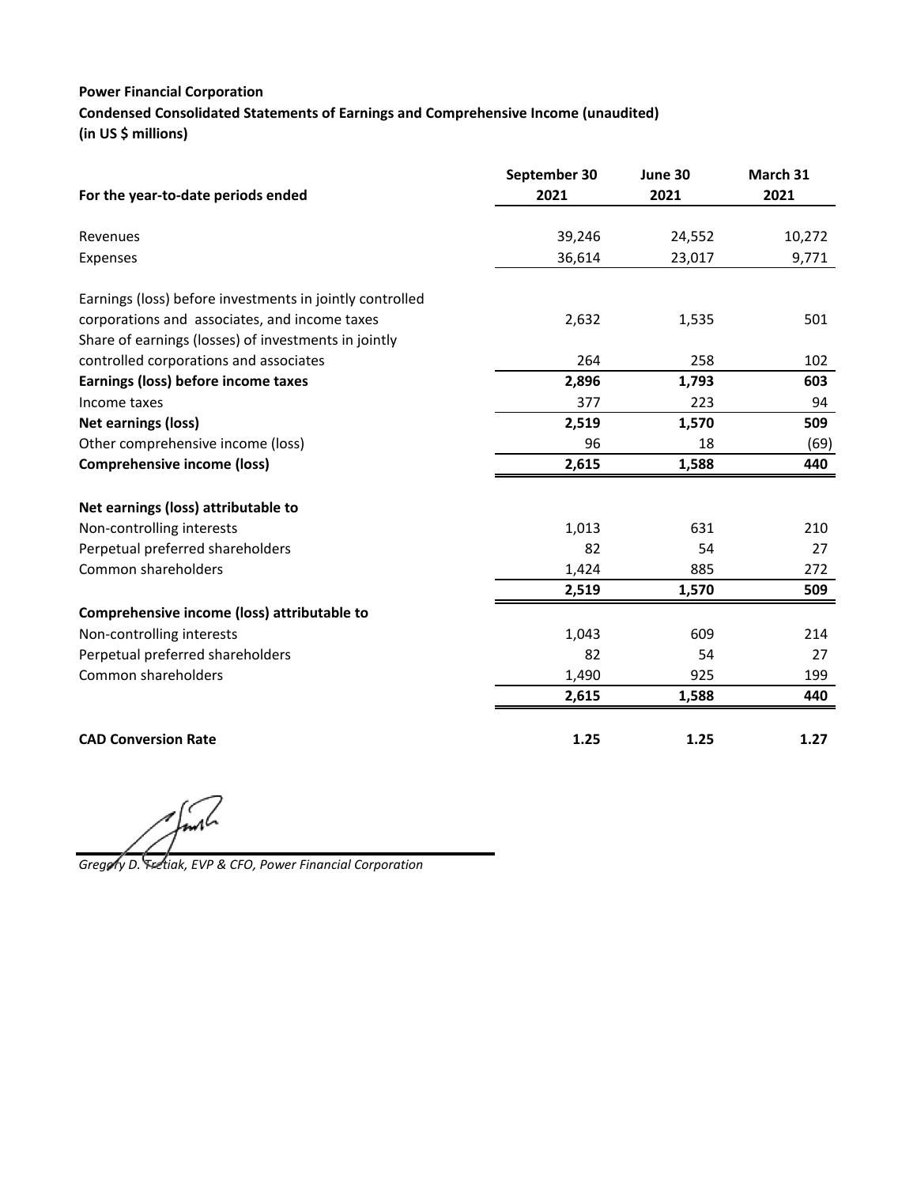**Power Financial Corporation**
**Condensed Consolidated Statements of Earnings and Comprehensive Income (unaudited)**
**(in US $ millions)**

| For the year-to-date periods ended | September 30 2021 | June 30 2021 | March 31 2021 |
|---|---|---|---|
| Revenues | 39,246 | 24,552 | 10,272 |
| Expenses | 36,614 | 23,017 | 9,771 |
| Earnings (loss) before investments in jointly controlled corporations and associates, and income taxes | 2,632 | 1,535 | 501 |
| Share of earnings (losses) of investments in jointly controlled corporations and associates | 264 | 258 | 102 |
| **Earnings (loss) before income taxes** | **2,896** | **1,793** | **603** |
| Income taxes | 377 | 223 | 94 |
| **Net earnings (loss)** | **2,519** | **1,570** | **509** |
| Other comprehensive income (loss) | 96 | 18 | (69) |
| **Comprehensive income (loss)** | **2,615** | **1,588** | **440** |
| **Net earnings (loss) attributable to** | | | |
| Non-controlling interests | 1,013 | 631 | 210 |
| Perpetual preferred shareholders | 82 | 54 | 27 |
| Common shareholders | 1,424 | 885 | 272 |
| | **2,519** | **1,570** | **509** |
| **Comprehensive income (loss) attributable to** | | | |
| Non-controlling interests | 1,043 | 609 | 214 |
| Perpetual preferred shareholders | 82 | 54 | 27 |
| Common shareholders | 1,490 | 925 | 199 |
| | **2,615** | **1,588** | **440** |
| **CAD Conversion Rate** | **1.25** | **1.25** | **1.27** |

*Gregory D. Tretiak, EVP & CFO, Power Financial Corporation*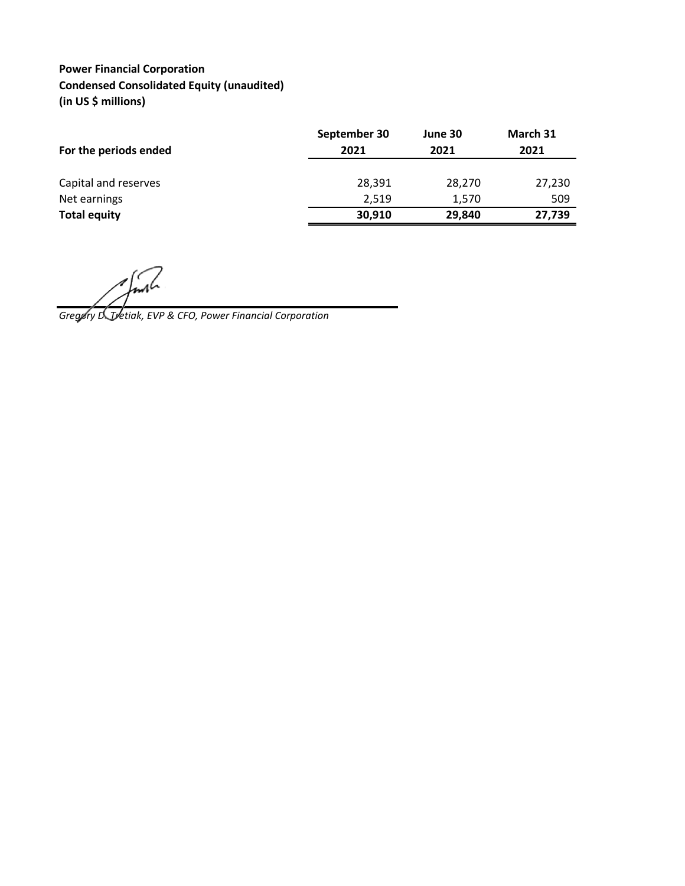**Power Financial Corporation**
**Condensed Consolidated Equity (unaudited)**
**(in US $ millions)**

| For the periods ended | September 30 2021 | June 30 2021 | March 31 2021 |
|---|---|---|---|
| Capital and reserves | 28,391 | 28,270 | 27,230 |
| Net earnings | 2,519 | 1,570 | 509 |
| **Total equity** | **30,910** | **29,840** | **27,739** |

*Gregory D. Tretiak, EVP & CFO, Power Financial Corporation*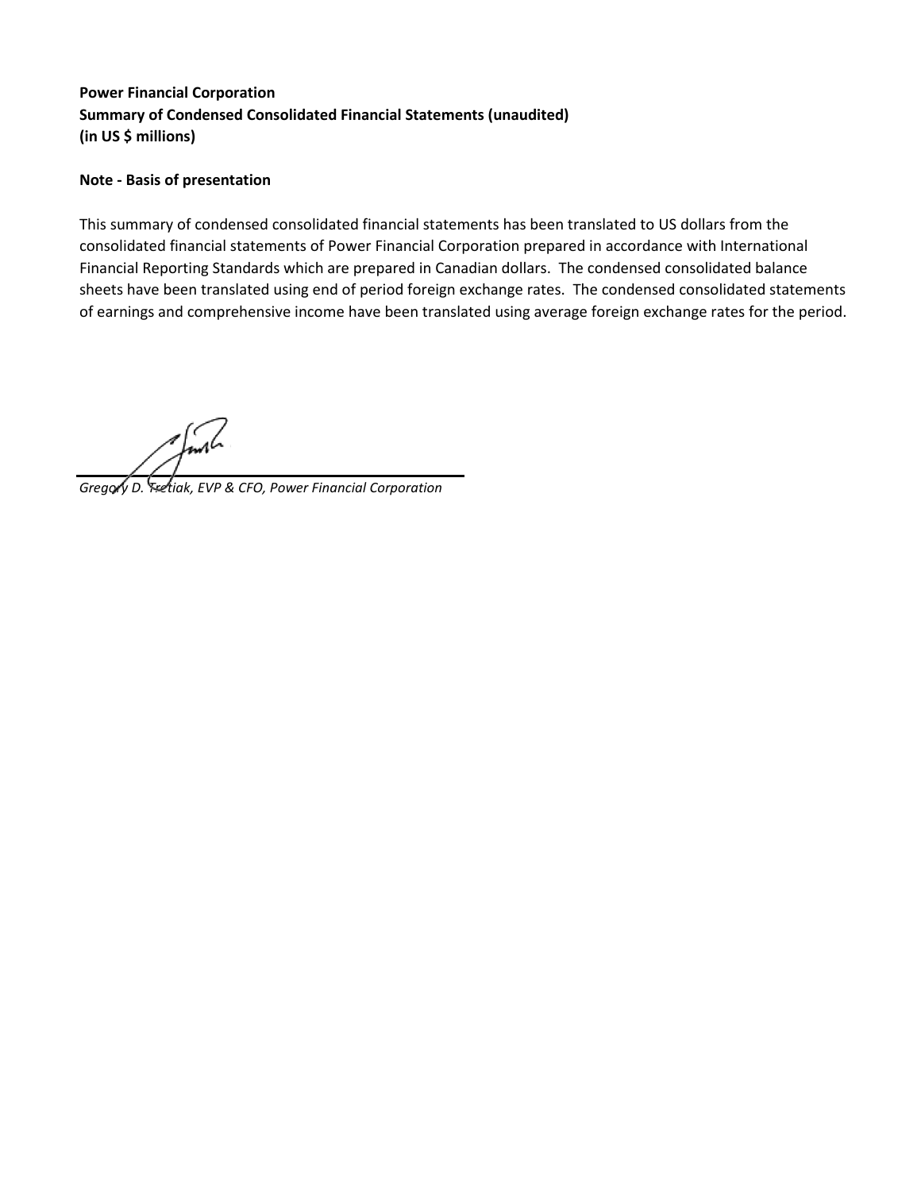**Power Financial Corporation**
**Summary of Condensed Consolidated Financial Statements (unaudited)**
**(in US $ millions)**

**Note - Basis of presentation**

This summary of condensed consolidated financial statements has been translated to US dollars from the consolidated financial statements of Power Financial Corporation prepared in accordance with International Financial Reporting Standards which are prepared in Canadian dollars. The condensed consolidated balance sheets have been translated using end of period foreign exchange rates. The condensed consolidated statements of earnings and comprehensive income have been translated using average foreign exchange rates for the period.

*Gregory D. Tretiak, EVP & CFO, Power Financial Corporation*